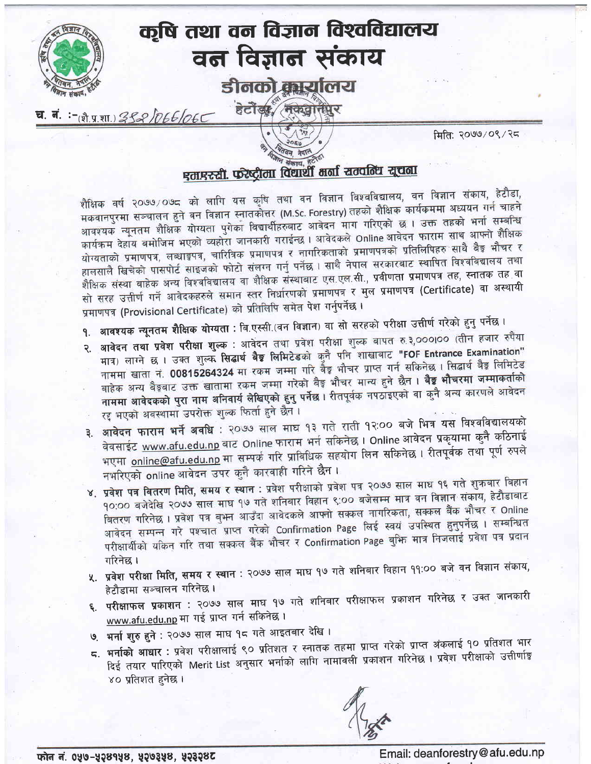# कृषि तथा वन विज्ञान विश्वविद्यालय

## वन विज्ञान संकाय

### डीनको कार्यालय

हेटौंडा, मकवानपुर

च. नं. :-(शै.प्र.शा.) ३५२/०७७/०७८

मिति: २०७७/०९/२८

## एमएस्सी. फरेष्ट्रीमा विद्यार्थी भर्ना सम्बन्धि सूचना

शैक्षिक वर्ष २०७७/०७८ को लागि यस कृषि तथा वन विज्ञान विश्वविद्यालय, वन विज्ञान संकाय, हेटौडा, मकवानपुरमा सञ्चालन हुने वन विज्ञान स्नातकोत्तर (M.Sc. Forestry) तहको शैक्षिक कार्यक्रममा अध्ययन गर्न चाहने आवश्यक न्यूनतम शैक्षिक योग्यता पुगेका विद्यार्थीहरुबाट आवेदन माग गरिएको छ। उक्त तहको भर्ना सम्बन्धि कार्यक्रम देहाय बमोजिम भएको व्यहोरा जानकारी गराईन्छ। आवेदकले Online आवेदन फाराम साथ आफ्नो शैक्षिक योग्यताको प्रमाणपत्र, लब्धाङ्कपत्र, चारित्रिक प्रमाणपत्र र नागरिकताको प्रमाणपत्रको प्रतिलिपिहरु साथै बैङ्क भौचर र हालसालै खिचेको पासपोर्ट साइजको फोटो संलग्न गर्नु पर्नेछ। साथै नेपाल सरकारबाट स्थापित विश्वविद्यालय तथा शैक्षिक संस्था बाहेक अन्य विश्वविद्यालय वा शैक्षिक संस्थाबाट एस.एल.सी., प्रवीणता प्रमाणपत्र तह, स्नातक तह वा सो सरह उत्तीर्ण गर्ने आवेदकहरुले समान स्तर निर्धारणको प्रमाणपत्र र मुल प्रमाणपत्र (Certificate) वा अस्थायी प्रमाणपत्र (Provisional Certificate) को प्रतिलिपि समेत पेश गर्नुपर्नेछ।

१. **आवश्यक न्यूनतम शैक्षिक योग्यता :** बि.एस्सी.(वन विज्ञान) वा सो सरहको परीक्षा उत्तीर्ण गरेको हुनु पर्नेछ।

२. **आवेदन तथा प्रवेश परीक्षा शुल्क :** आवेदन तथा प्रवेश परीक्षा शुल्क बापत रु.३,०००।०० (तीन हजार रुपैया मात्र) लाग्ने छ। उक्त शुल्क **सिद्धार्थ बैङ्क लिमिटेड**को कुनै पनि शाखाबाट **"FOF Entrance Examination"** नाममा खाता नं. **00815264324** मा रकम जम्मा गरि बैङ्क भौचर प्राप्त गर्न सकिनेछ। सिद्धार्थ बैङ्क लिमिटेड बाहेक अन्य बैङ्कबाट उक्त खातामा रकम जम्मा गरेको बैङ्क भौचर मान्य हुने छैन। **बैङ्क भौचरमा जम्माकर्ताको नाममा आवेदकको पुरा नाम अनिवार्य लेखिएको हुनु पर्नेछ।** रीतपूर्वक नपठाइएको वा कुनै अन्य कारणले आवेदन रद्द भएको अवस्थामा उपरोक्त शुल्क फिर्ता हुने छैन।

३. **आवेदन फाराम भर्ने अवधि :** २०७७ साल माघ १३ गते राती १२:०० बजे भित्र यस विश्वविद्यालयको वेबसाईट www.afu.edu.np बाट Online फाराम भर्न सकिनेछ। Online आवेदन प्रकृयामा कुनै कठिनाई भएमा online@afu.edu.np मा सम्पर्क गरि प्राविधिक सहयोग लिन सकिनेछ। रीतपूर्वक तथा पूर्ण रुपले नभरिएको online आवेदन उपर कुनै कारवाही गरिने छैन।

४. **प्रवेश पत्र वितरण मिति, समय र स्थान :** प्रवेश परीक्षाको प्रवेश पत्र २०७७ साल माघ १६ गते शुक्रबार विहान १०:०० बजेदेखि २०७७ साल माघ १७ गते शनिबार विहान ९:०० बजेसम्म मात्र वन विज्ञान संकाय, हेटौडाबाट वितरण गरिनेछ। प्रवेश पत्र बुझ्न आउँदा आवेदकले आफ्नो सक्कल नागरिकता, सक्कल बैंक भौचर र Online आवेदन सम्पन्न गरे पश्चात प्राप्त गरेको Confirmation Page लिई स्वयं उपस्थित हुनुपर्नेछ। सम्बन्धित परीक्षार्थीको यकिन गरि तथा सक्कल बैंक भौचर र Confirmation Page बुझि मात्र निजलाई प्रवेश पत्र प्रदान गरिनेछ।

५. **प्रवेश परीक्षा मिति, समय र स्थान :** २०७७ साल माघ १७ गते शनिबार विहान ११:०० बजे वन विज्ञान संकाय, हेटौडामा सञ्चालन गरिनेछ।

६. **परीक्षाफल प्रकाशन :** २०७७ साल माघ १७ गते शनिबार परीक्षाफल प्रकाशन गरिनेछ र उक्त जानकारी www.afu.edu.np मा गई प्राप्त गर्न सकिनेछ।

७. **भर्ना शुरु हुने :** २०७७ साल माघ १८ गते आइतबार देखि।

८. **भर्नाको आधार :** प्रवेश परीक्षालाई ९० प्रतिशत र स्नातक तहमा प्राप्त गरेको प्राप्त अंकलाई १० प्रतिशत भार दिई तयार पारिएको Merit List अनुसार भर्नाको लागि नामावली प्रकाशन गरिनेछ। प्रवेश परीक्षाको उत्तीर्णाङ्क ४० प्रतिशत हुनेछ।

फोन नं. ०५७-५२४१५४, ५२७३५४, ५२३२४८

Email: deanforestry@afu.edu.np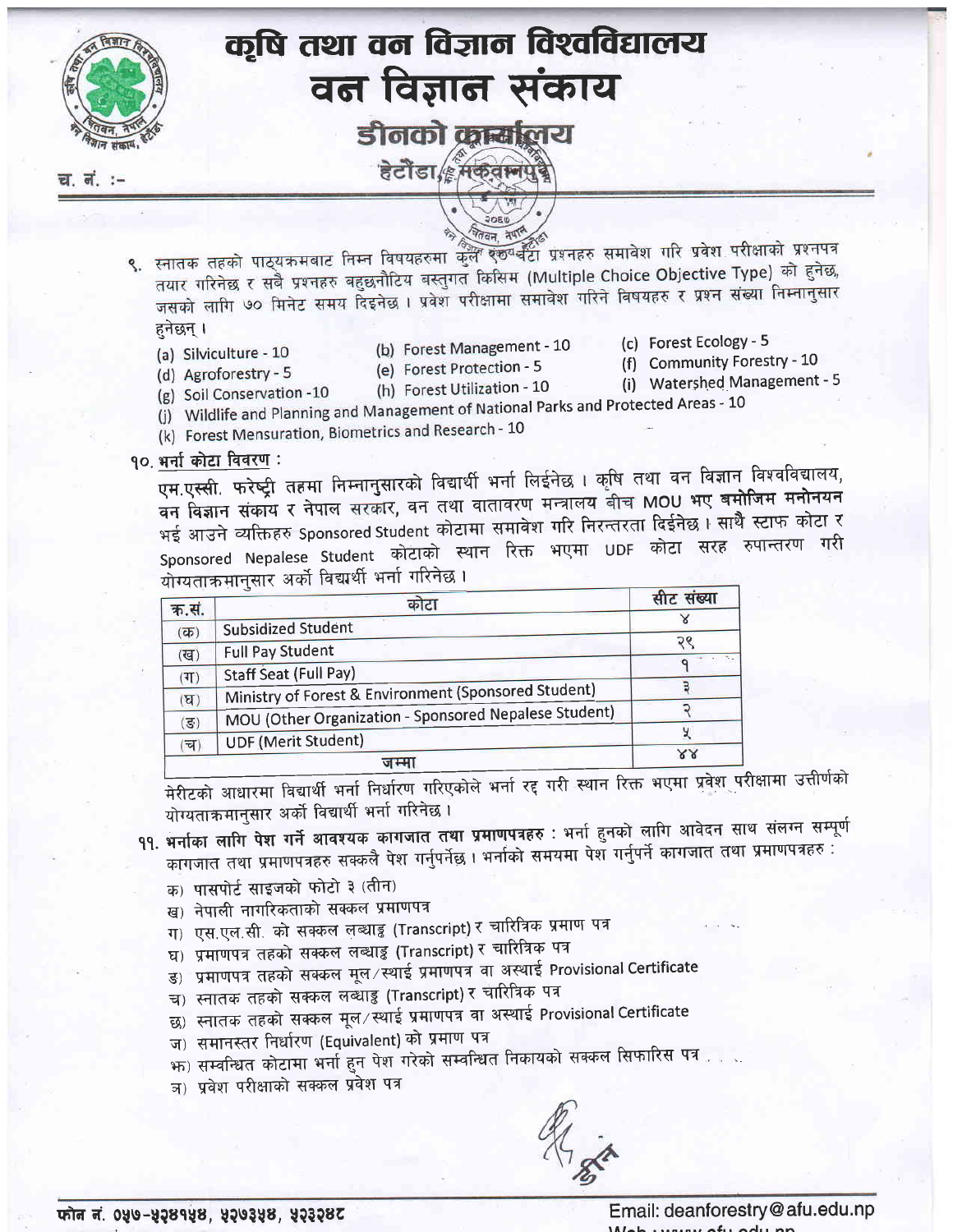# कृषि तथा वन विज्ञान विश्वविद्यालय
# वन विज्ञान संकाय
## डीनको कार्यालय
हेटौंडा, मकवानपुर

च. नं. :-

९. स्नातक तहको पाठ्यक्रमबाट निम्न विषयहरुमा कुल एकसयवटा प्रश्नहरु समावेश गरि प्रवेश परीक्षाको प्रश्नपत्र तयार गरिनेछ र सबै प्रश्नहरु बहुछनौटिय वस्तुगत किसिम (Multiple Choice Objective Type) को हुनेछ, जसको लागि ७० मिनेट समय दिइनेछ । प्रवेश परीक्षामा समावेश गरिने विषयहरु र प्रश्न संख्या निम्नानुसार हुनेछन् ।

(a) Silviculture - 10
(b) Forest Management - 10
(c) Forest Ecology - 5
(d) Agroforestry - 5
(e) Forest Protection - 5
(f) Community Forestry - 10
(g) Soil Conservation -10
(h) Forest Utilization - 10
(i) Watershed Management - 5
(j) Wildlife and Planning and Management of National Parks and Protected Areas - 10
(k) Forest Mensuration, Biometrics and Research - 10

१०. भर्ना कोटा विवरण :

एम.एस्सी. फरेष्ट्री तहमा निम्नानुसारको विद्यार्थी भर्ना लिईनेछ । कृषि तथा वन विज्ञान विश्वविद्यालय, वन विज्ञान संकाय र नेपाल सरकार, वन तथा वातावरण मन्त्रालय बीच MOU भए बमोजिम मनोनयन भई आउने व्यक्तिहरु Sponsored Student कोटामा समावेश गरि निरन्तरता दिईनेछ । साथै स्टाफ कोटा र Sponsored Nepalese Student कोटाको स्थान रिक्त भएमा UDF कोटा सरह रुपान्तरण गरी योग्यताक्रमानुसार अर्को विद्यार्थी भर्ना गरिनेछ ।

| क्र.सं. | कोटा | सीट संख्या |
|---|---|---|
| (क) | Subsidized Student | ४ |
| (ख) | Full Pay Student | २९ |
| (ग) | Staff Seat (Full Pay) | १ |
| (घ) | Ministry of Forest & Environment (Sponsored Student) | ३ |
| (ङ) | MOU (Other Organization - Sponsored Nepalese Student) | २ |
| (च) | UDF (Merit Student) | ५ |
| जम्मा | | ४४ |

मेरीटको आधारमा विद्यार्थी भर्ना निर्धारण गरिएकोले भर्ना रद्द गरी स्थान रिक्त भएमा प्रवेश परीक्षामा उत्तीर्णको योग्यताक्रमानुसार अर्को विद्यार्थी भर्ना गरिनेछ ।

११. **भर्नाका लागि पेश गर्ने आवश्यक कागजात तथा प्रमाणपत्रहरु** : भर्ना हुनको लागि आवेदन साथ संलग्न सम्पूर्ण कागजात तथा प्रमाणपत्रहरु सक्कलै पेश गर्नुपर्नेछ । भर्नाको समयमा पेश गर्नुपर्ने कागजात तथा प्रमाणपत्रहरु :

क) पासपोर्ट साइजको फोटो ३ (तीन)
ख) नेपाली नागरिकताको सक्कल प्रमाणपत्र
ग) एस.एल.सी. को सक्कल लब्धाङ्क (Transcript) र चारित्रिक प्रमाण पत्र
घ) प्रमाणपत्र तहको सक्कल लब्धाङ्क (Transcript) र चारित्रिक पत्र
ङ) प्रमाणपत्र तहको सक्कल मूल/स्थाई प्रमाणपत्र वा अस्थाई Provisional Certificate
च) स्नातक तहको सक्कल लब्धाङ्क (Transcript) र चारित्रिक पत्र
छ) स्नातक तहको सक्कल मूल/स्थाई प्रमाणपत्र वा अस्थाई Provisional Certificate
ज) समानस्तर निर्धारण (Equivalent) को प्रमाण पत्र
झ) सम्वन्धित कोटामा भर्ना हुन पेश गरेको सम्वन्धित निकायको सक्कल सिफारिस पत्र
ञ) प्रवेश परीक्षाको सक्कल प्रवेश पत्र

फोन नं. ०५७-५२४१५४, ५२७३५४, ५२३२४८

Email: deanforestry@afu.edu.np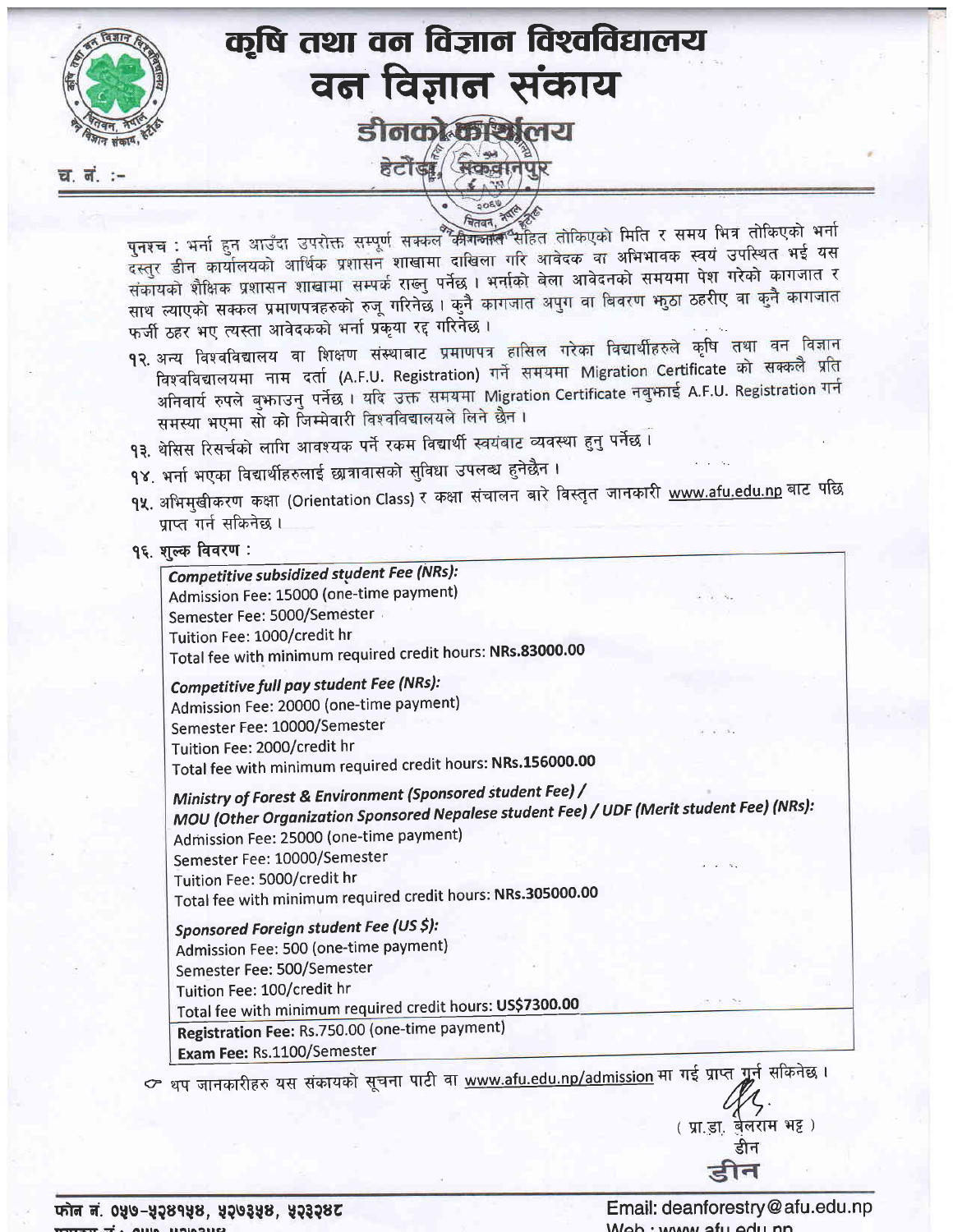# कृषि तथा वन विज्ञान विश्वविद्यालय

# वन विज्ञान संकाय

## डीनको कार्यालय

हेटौंडा, मकवानपुर

च. नं. :-

पुनश्च : भर्ना हुन आउँदा उपरोक्त सम्पूर्ण सक्कल कागजात सहित तोकिएको मिति र समय भित्र तोकिएको भर्ना दस्तुर डीन कार्यालयको आर्थिक प्रशासन शाखामा दाखिला गरि आवेदक वा अभिभावक स्वयं उपस्थित भई यस संकायको शैक्षिक प्रशासन शाखामा सम्पर्क राख्नु पर्नेछ। भर्नाको बेला आवेदनको समयमा पेश गरेको कागजात र साथ ल्याएको सक्कल प्रमाणपत्रहरुको रुजू गरिनेछ। कुनै कागजात अपुग वा बिवरण झुठा ठहरीए वा कुनै कागजात फर्जी ठहर भए त्यस्ता आवेदकको भर्ना प्रकृया रद्द गरिनेछ।

१२. अन्य विश्वविद्यालय वा शिक्षण संस्थाबाट प्रमाणपत्र हासिल गरेका विद्यार्थीहरुले कृषि तथा वन विज्ञान विश्वविद्यालयमा नाम दर्ता (A.F.U. Registration) गर्ने समयमा Migration Certificate को सक्कलै प्रति अनिवार्य रुपले बुझाउनु पर्नेछ। यदि उक्त समयमा Migration Certificate नबुझाई A.F.U. Registration गर्न समस्या भएमा सो को जिम्मेवारी विश्वविद्यालयले लिने छैन।

१३. थेसिस रिसर्चको लागि आवश्यक पर्ने रकम विद्यार्थी स्वयंबाट व्यवस्था हुनु पर्नेछ।

१४. भर्ना भएका विद्यार्थीहरुलाई छात्रावासको सुविधा उपलब्ध हुनेछैन।

१५. अभिमुखीकरण कक्षा (Orientation Class) र कक्षा संचालन बारे विस्तृत जानकारी www.afu.edu.np बाट पछि प्राप्त गर्न सकिनेछ।

१६. शुल्क विवरण :

*Competitive subsidized student Fee (NRs):*
Admission Fee: 15000 (one-time payment)
Semester Fee: 5000/Semester
Tuition Fee: 1000/credit hr
Total fee with minimum required credit hours: **NRs.83000.00**

*Competitive full pay student Fee (NRs):*
Admission Fee: 20000 (one-time payment)
Semester Fee: 10000/Semester
Tuition Fee: 2000/credit hr
Total fee with minimum required credit hours: **NRs.156000.00**

*Ministry of Forest & Environment (Sponsored student Fee) / MOU (Other Organization Sponsored Nepalese student Fee) / UDF (Merit student Fee) (NRs):*
Admission Fee: 25000 (one-time payment)
Semester Fee: 10000/Semester
Tuition Fee: 5000/credit hr
Total fee with minimum required credit hours: **NRs.305000.00**

*Sponsored Foreign student Fee (US $):*
Admission Fee: 500 (one-time payment)
Semester Fee: 500/Semester
Tuition Fee: 100/credit hr
Total fee with minimum required credit hours: **US$7300.00**

**Registration Fee:** Rs.750.00 (one-time payment)
**Exam Fee:** Rs.1100/Semester

☞ थप जानकारीहरु यस संकायको सूचना पाटी वा www.afu.edu.np/admission मा गई प्राप्त गर्न सकिनेछ।

( प्रा.डा. बलराम भट्ट )
डीन

डीन

फोन नं. ०५७-५२४१५४, ५२७३५४, ५२३२४८

Email: deanforestry@afu.edu.np
Web : www.afu.edu.np